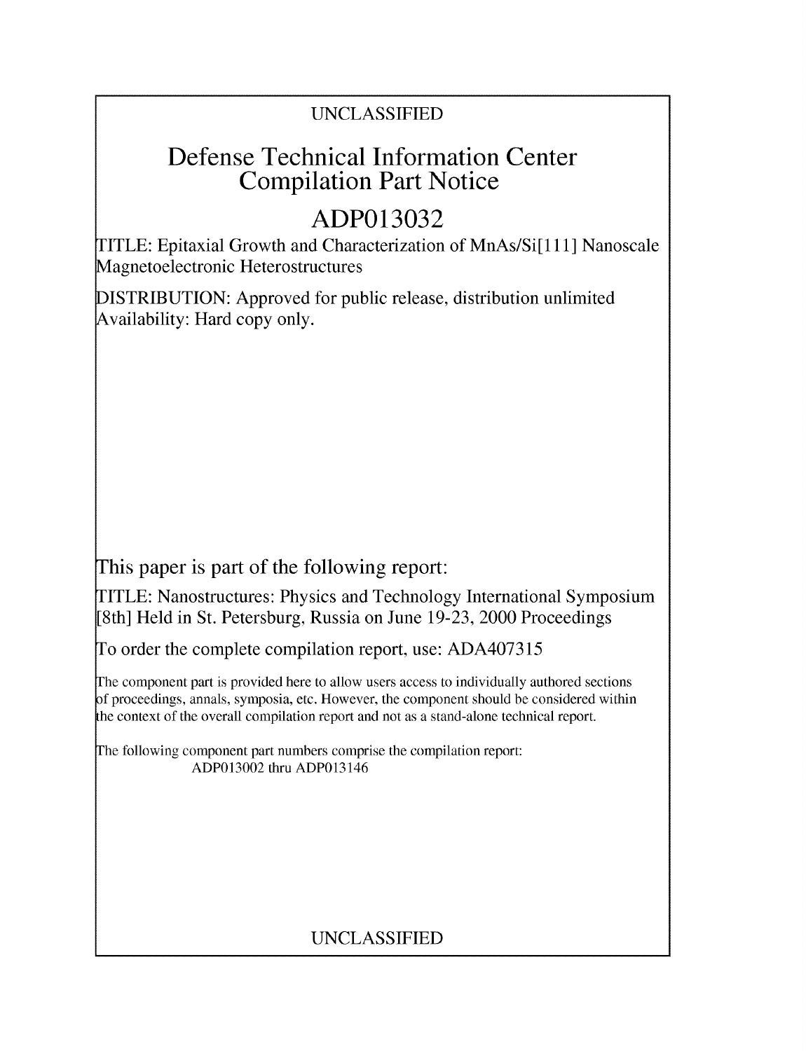UNCLASSIFIED

# Defense Technical Information Center Compilation Part Notice

## ADP013032

TITLE: Epitaxial Growth and Characterization of MnAs/Si[111] Nanoscale Magnetoelectronic Heterostructures

DISTRIBUTION: Approved for public release, distribution unlimited
Availability: Hard copy only.

This paper is part of the following report:

TITLE: Nanostructures: Physics and Technology International Symposium [8th] Held in St. Petersburg, Russia on June 19-23, 2000 Proceedings

To order the complete compilation report, use: ADA407315

The component part is provided here to allow users access to individually authored sections of proceedings, annals, symposia, etc. However, the component should be considered within the context of the overall compilation report and not as a stand-alone technical report.

The following component part numbers comprise the compilation report:
ADP013002 thru ADP013146

UNCLASSIFIED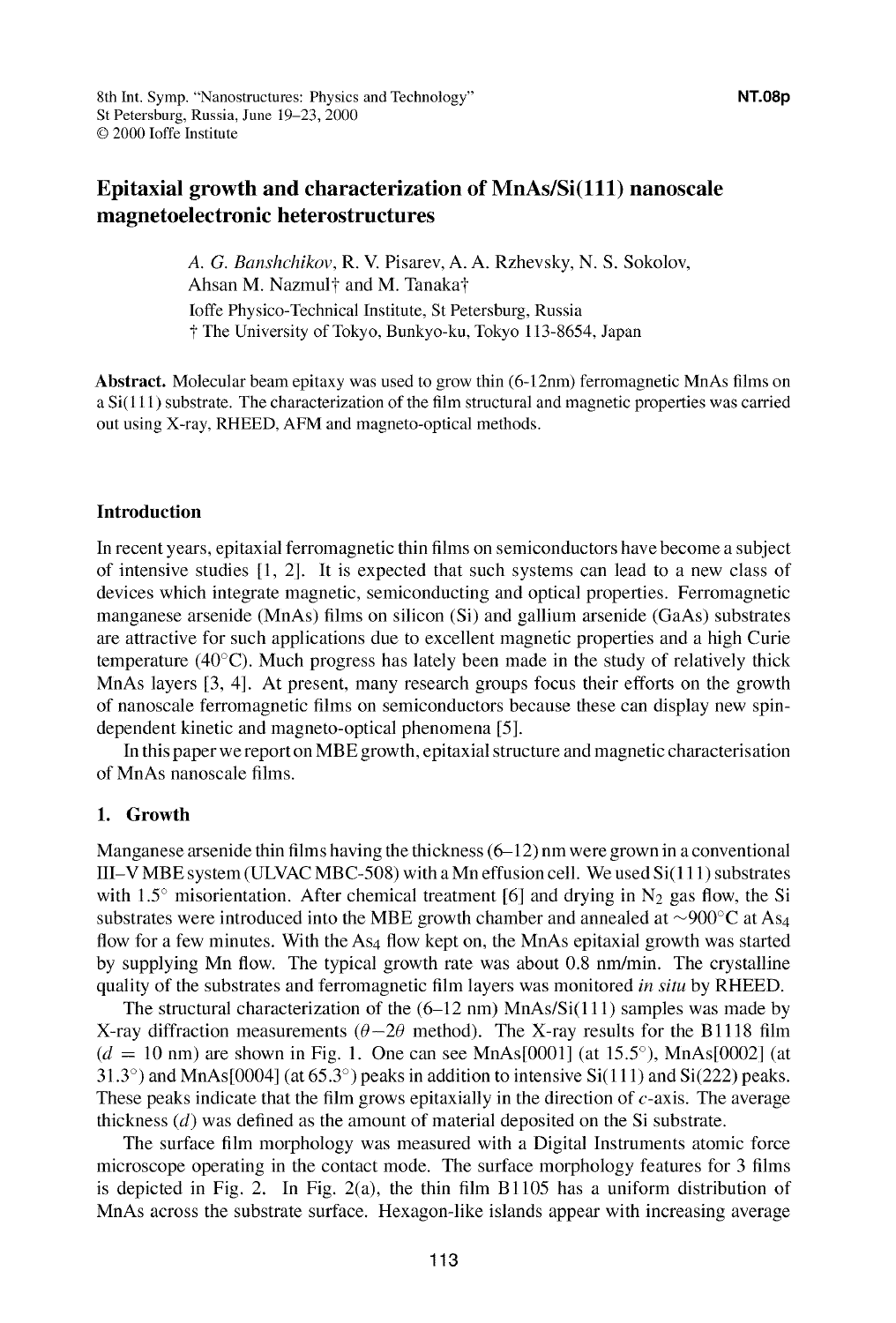# Epitaxial growth and characterization of MnAs/Si(111) nanoscale magnetoelectronic heterostructures

*A. G. Banshchikov*, R. V. Pisarev, A. A. Rzhevsky, N. S. Sokolov, Ahsan M. Nazmul† and M. Tanaka†

Ioffe Physico-Technical Institute, St Petersburg, Russia
† The University of Tokyo, Bunkyo-ku, Tokyo 113-8654, Japan

**Abstract.** Molecular beam epitaxy was used to grow thin (6-12nm) ferromagnetic MnAs films on a Si(111) substrate. The characterization of the film structural and magnetic properties was carried out using X-ray, RHEED, AFM and magneto-optical methods.

## Introduction

In recent years, epitaxial ferromagnetic thin films on semiconductors have become a subject of intensive studies [1, 2]. It is expected that such systems can lead to a new class of devices which integrate magnetic, semiconducting and optical properties. Ferromagnetic manganese arsenide (MnAs) films on silicon (Si) and gallium arsenide (GaAs) substrates are attractive for such applications due to excellent magnetic properties and a high Curie temperature (40°C). Much progress has lately been made in the study of relatively thick MnAs layers [3, 4]. At present, many research groups focus their efforts on the growth of nanoscale ferromagnetic films on semiconductors because these can display new spin-dependent kinetic and magneto-optical phenomena [5].

In this paper we report on MBE growth, epitaxial structure and magnetic characterisation of MnAs nanoscale films.

## 1. Growth

Manganese arsenide thin films having the thickness (6–12) nm were grown in a conventional III–V MBE system (ULVAC MBC-508) with a Mn effusion cell. We used Si(111) substrates with 1.5° misorientation. After chemical treatment [6] and drying in $N_2$ gas flow, the Si substrates were introduced into the MBE growth chamber and annealed at ∼900°C at $As_4$ flow for a few minutes. With the $As_4$ flow kept on, the MnAs epitaxial growth was started by supplying Mn flow. The typical growth rate was about 0.8 nm/min. The crystalline quality of the substrates and ferromagnetic film layers was monitored *in situ* by RHEED.

The structural characterization of the (6–12 nm) MnAs/Si(111) samples was made by X-ray diffraction measurements ($\theta - 2\theta$ method). The X-ray results for the B1118 film ($d = 10$ nm) are shown in Fig. 1. One can see MnAs[0001] (at 15.5°), MnAs[0002] (at 31.3°) and MnAs[0004] (at 65.3°) peaks in addition to intensive Si(111) and Si(222) peaks. These peaks indicate that the film grows epitaxially in the direction of $c$-axis. The average thickness ($d$) was defined as the amount of material deposited on the Si substrate.

The surface film morphology was measured with a Digital Instruments atomic force microscope operating in the contact mode. The surface morphology features for 3 films is depicted in Fig. 2. In Fig. 2(a), the thin film B1105 has a uniform distribution of MnAs across the substrate surface. Hexagon-like islands appear with increasing average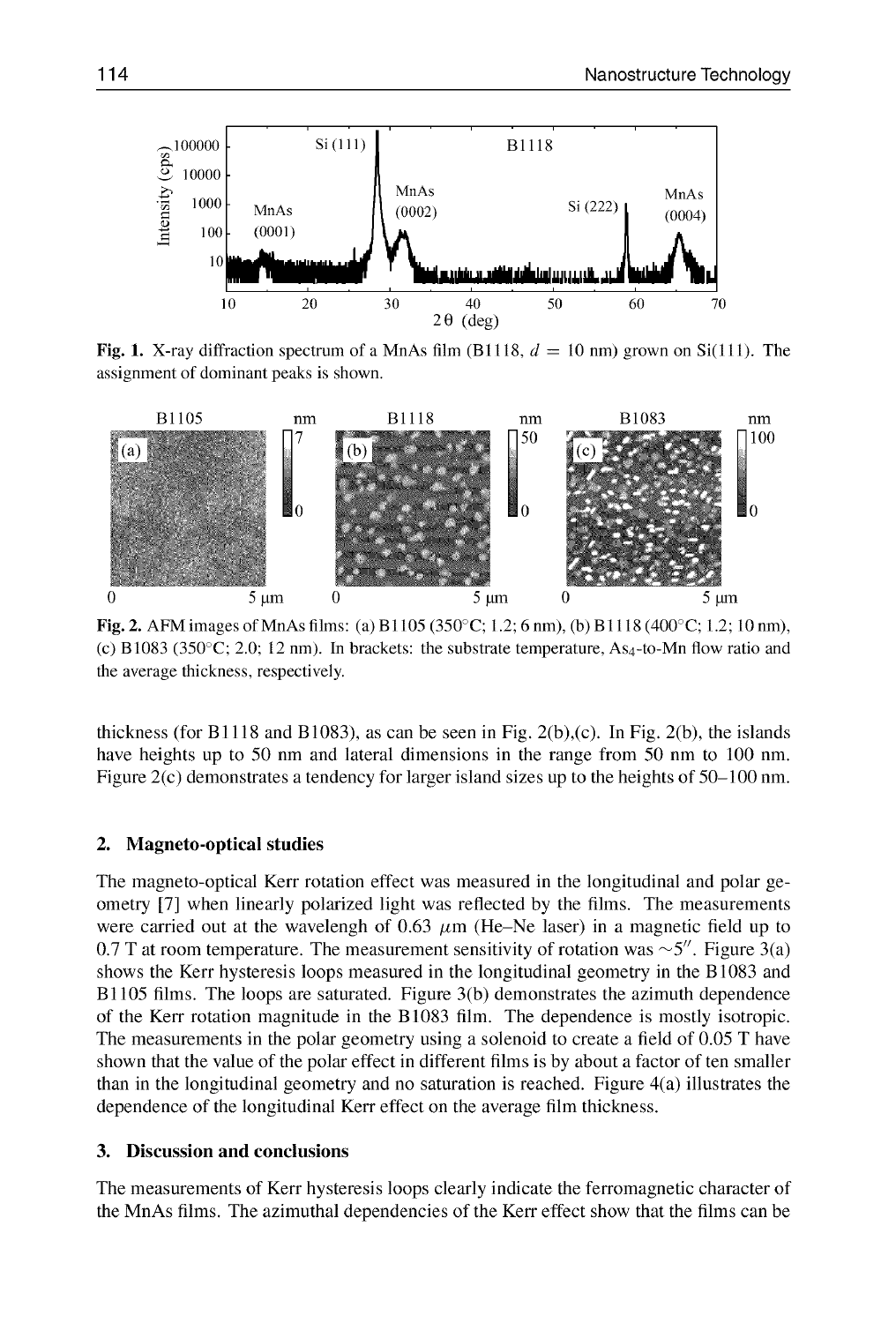Fig. 1. X-ray diffraction spectrum of a MnAs film (B1118, $d$ = 10 nm) grown on Si(111). The assignment of dominant peaks is shown.

Fig. 2. AFM images of MnAs films: (a) B1105 (350°C; 1.2; 6 nm), (b) B1118 (400°C; 1.2; 10 nm), (c) B1083 (350°C; 2.0; 12 nm). In brackets: the substrate temperature, $As_4$-to-Mn flow ratio and the average thickness, respectively.

thickness (for B1118 and B1083), as can be seen in Fig. 2(b),(c). In Fig. 2(b), the islands have heights up to 50 nm and lateral dimensions in the range from 50 nm to 100 nm. Figure 2(c) demonstrates a tendency for larger island sizes up to the heights of 50–100 nm.

## 2. Magneto-optical studies

The magneto-optical Kerr rotation effect was measured in the longitudinal and polar geometry [7] when linearly polarized light was reflected by the films. The measurements were carried out at the wavelengh of 0.63 $\mu$m (He–Ne laser) in a magnetic field up to 0.7 T at room temperature. The measurement sensitivity of rotation was ~5″. Figure 3(a) shows the Kerr hysteresis loops measured in the longitudinal geometry in the B1083 and B1105 films. The loops are saturated. Figure 3(b) demonstrates the azimuth dependence of the Kerr rotation magnitude in the B1083 film. The dependence is mostly isotropic. The measurements in the polar geometry using a solenoid to create a field of 0.05 T have shown that the value of the polar effect in different films is by about a factor of ten smaller than in the longitudinal geometry and no saturation is reached. Figure 4(a) illustrates the dependence of the longitudinal Kerr effect on the average film thickness.

## 3. Discussion and conclusions

The measurements of Kerr hysteresis loops clearly indicate the ferromagnetic character of the MnAs films. The azimuthal dependencies of the Kerr effect show that the films can be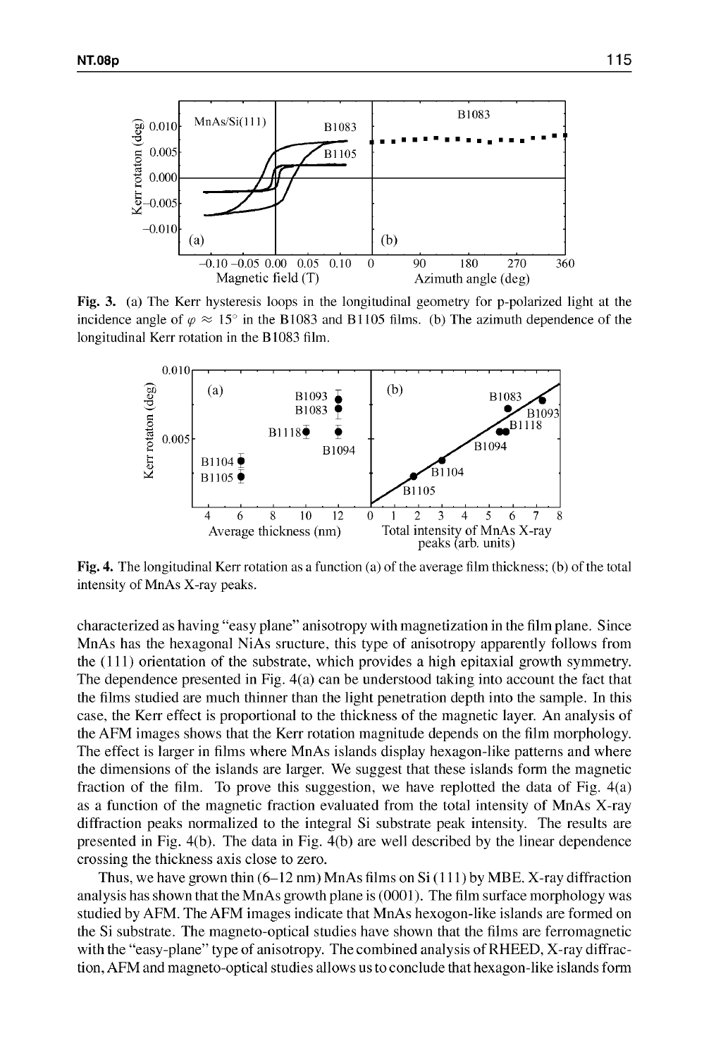**Fig. 3.** (a) The Kerr hysteresis loops in the longitudinal geometry for p-polarized light at the incidence angle of $\varphi \approx 15°$ in the B1083 and B1105 films. (b) The azimuth dependence of the longitudinal Kerr rotation in the B1083 film.

**Fig. 4.** The longitudinal Kerr rotation as a function (a) of the average film thickness; (b) of the total intensity of MnAs X-ray peaks.

characterized as having "easy plane" anisotropy with magnetization in the film plane. Since MnAs has the hexagonal NiAs sructure, this type of anisotropy apparently follows from the (111) orientation of the substrate, which provides a high epitaxial growth symmetry. The dependence presented in Fig. 4(a) can be understood taking into account the fact that the films studied are much thinner than the light penetration depth into the sample. In this case, the Kerr effect is proportional to the thickness of the magnetic layer. An analysis of the AFM images shows that the Kerr rotation magnitude depends on the film morphology. The effect is larger in films where MnAs islands display hexagon-like patterns and where the dimensions of the islands are larger. We suggest that these islands form the magnetic fraction of the film. To prove this suggestion, we have replotted the data of Fig. 4(a) as a function of the magnetic fraction evaluated from the total intensity of MnAs X-ray diffraction peaks normalized to the integral Si substrate peak intensity. The results are presented in Fig. 4(b). The data in Fig. 4(b) are well described by the linear dependence crossing the thickness axis close to zero.

Thus, we have grown thin (6–12 nm) MnAs films on Si (111) by MBE. X-ray diffraction analysis has shown that the MnAs growth plane is (0001). The film surface morphology was studied by AFM. The AFM images indicate that MnAs hexogon-like islands are formed on the Si substrate. The magneto-optical studies have shown that the films are ferromagnetic with the "easy-plane" type of anisotropy. The combined analysis of RHEED, X-ray diffraction, AFM and magneto-optical studies allows us to conclude that hexagon-like islands form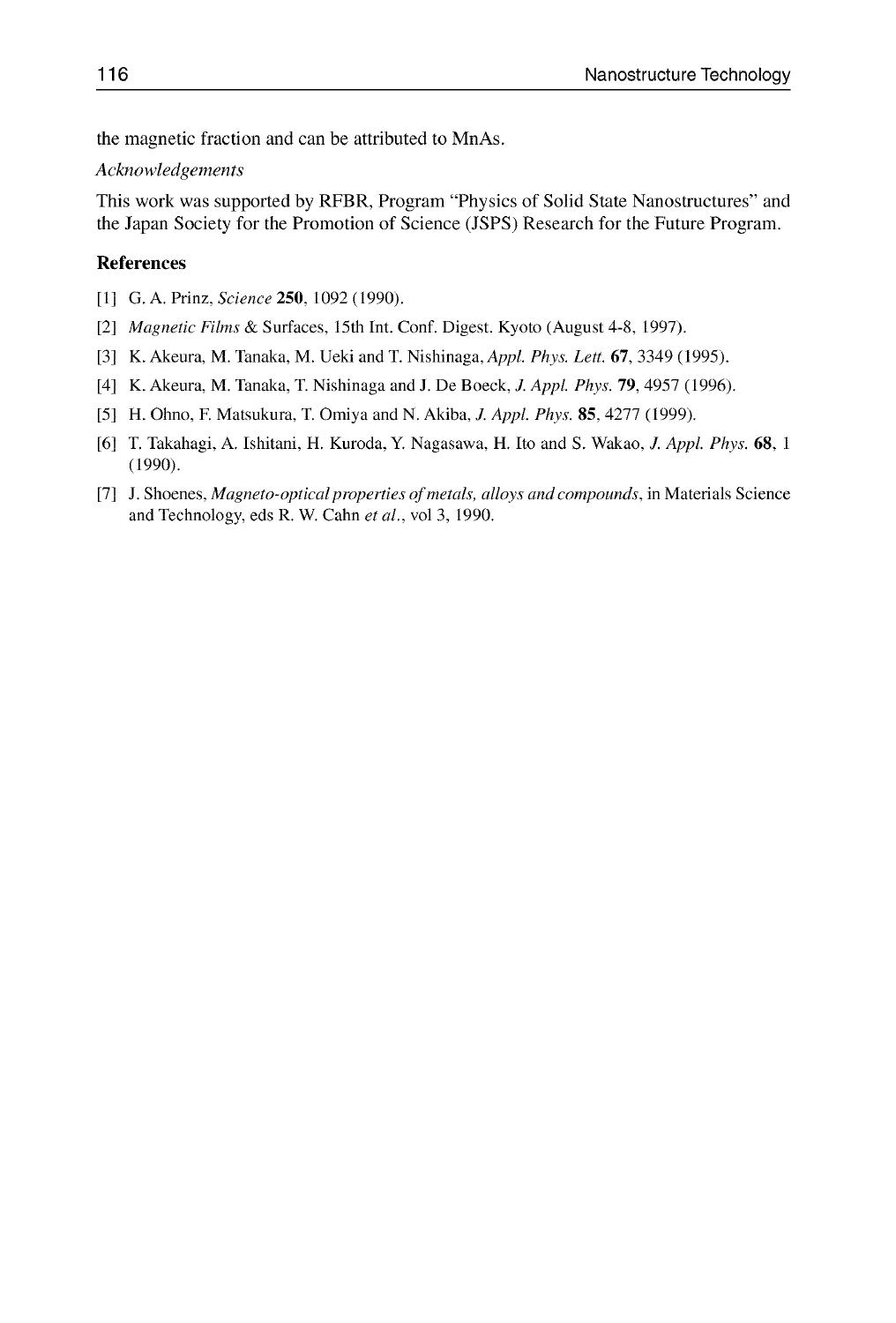the magnetic fraction and can be attributed to MnAs.

*Acknowledgements*

This work was supported by RFBR, Program "Physics of Solid State Nanostructures" and the Japan Society for the Promotion of Science (JSPS) Research for the Future Program.

## References

[1] G. A. Prinz, *Science* **250**, 1092 (1990).

[2] *Magnetic Films* & Surfaces, 15th Int. Conf. Digest. Kyoto (August 4-8, 1997).

[3] K. Akeura, M. Tanaka, M. Ueki and T. Nishinaga, *Appl. Phys. Lett.* **67**, 3349 (1995).

[4] K. Akeura, M. Tanaka, T. Nishinaga and J. De Boeck, *J. Appl. Phys.* **79**, 4957 (1996).

[5] H. Ohno, F. Matsukura, T. Omiya and N. Akiba, *J. Appl. Phys.* **85**, 4277 (1999).

[6] T. Takahagi, A. Ishitani, H. Kuroda, Y. Nagasawa, H. Ito and S. Wakao, *J. Appl. Phys.* **68**, 1 (1990).

[7] J. Shoenes, *Magneto-optical properties of metals, alloys and compounds*, in Materials Science and Technology, eds R. W. Cahn *et al.*, vol 3, 1990.